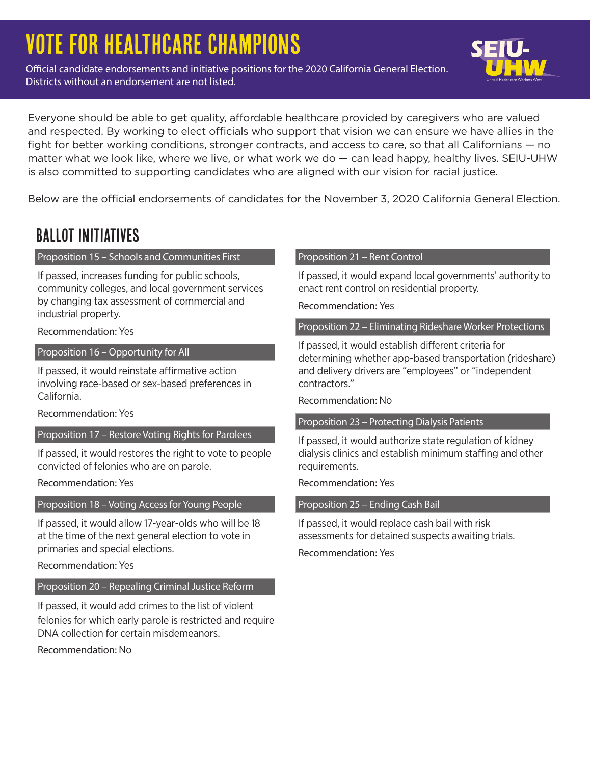# VOTE FOR HEALTHCARE CHAMPIONS

Official candidate endorsements and initiative positions for the 2020 California General Election. Districts without an endorsement are not listed.

SEIU-UHW

United Healthcare Workers West

Everyone should be able to get quality, affordable healthcare provided by caregivers who are valued and respected. By working to elect officials who support that vision we can ensure we have allies in the fight for better working conditions, stronger contracts, and access to care, so that all Californians — no matter what we look like, where we live, or what work we do — can lead happy, healthy lives. SEIU-UHW is also committed to supporting candidates who are aligned with our vision for racial justice.

Below are the official endorsements of candidates for the November 3, 2020 California General Election.

## BALLOT INITIATIVES

### Proposition 15 – Schools and Communities First

If passed, increases funding for public schools, community colleges, and local government services by changing tax assessment of commercial and industrial property.

Recommendation: Yes

### Proposition 16 – Opportunity for All

If passed, it would reinstate affirmative action involving race-based or sex-based preferences in California.

Recommendation: Yes

### Proposition 17 – Restore Voting Rights for Parolees

If passed, it would restores the right to vote to people convicted of felonies who are on parole.

Recommendation: Yes

### Proposition 18 – Voting Access for Young People

If passed, it would allow 17-year-olds who will be 18 at the time of the next general election to vote in primaries and special elections.

Recommendation: Yes

### Proposition 20 – Repealing Criminal Justice Reform

If passed, it would add crimes to the list of violent felonies for which early parole is restricted and require DNA collection for certain misdemeanors.

Recommendation: No

### Proposition 21 – Rent Control

If passed, it would expand local governments' authority to enact rent control on residential property.

Recommendation: Yes

### Proposition 22 – Eliminating Rideshare Worker Protections

If passed, it would establish different criteria for determining whether app-based transportation (rideshare) and delivery drivers are "employees" or "independent contractors."

Recommendation: No

### Proposition 23 – Protecting Dialysis Patients

If passed, it would authorize state regulation of kidney dialysis clinics and establish minimum staffing and other requirements.

Recommendation: Yes

### Proposition 25 – Ending Cash Bail

If passed, it would replace cash bail with risk assessments for detained suspects awaiting trials.

Recommendation: Yes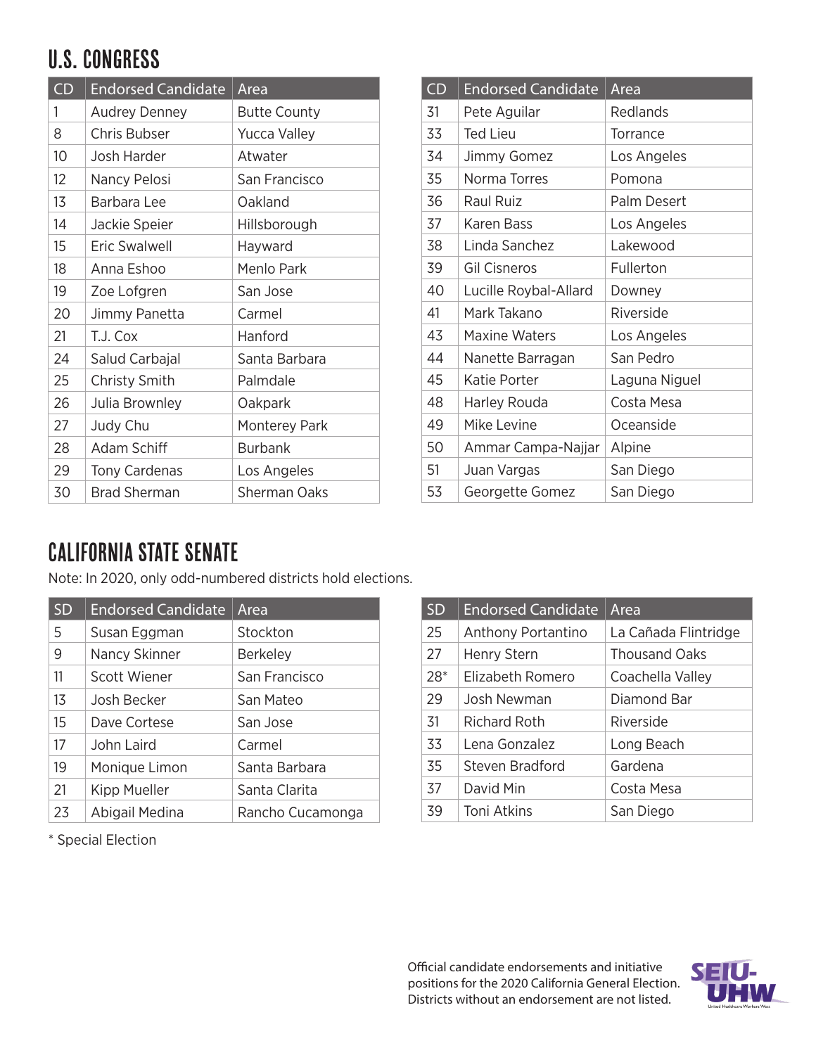## U.S. CONGRESS

| CD | Endorsed Candidate | Area |
|---|---|---|
| 1 | Audrey Denney | Butte County |
| 8 | Chris Bubser | Yucca Valley |
| 10 | Josh Harder | Atwater |
| 12 | Nancy Pelosi | San Francisco |
| 13 | Barbara Lee | Oakland |
| 14 | Jackie Speier | Hillsborough |
| 15 | Eric Swalwell | Hayward |
| 18 | Anna Eshoo | Menlo Park |
| 19 | Zoe Lofgren | San Jose |
| 20 | Jimmy Panetta | Carmel |
| 21 | T.J. Cox | Hanford |
| 24 | Salud Carbajal | Santa Barbara |
| 25 | Christy Smith | Palmdale |
| 26 | Julia Brownley | Oakpark |
| 27 | Judy Chu | Monterey Park |
| 28 | Adam Schiff | Burbank |
| 29 | Tony Cardenas | Los Angeles |
| 30 | Brad Sherman | Sherman Oaks |
| 31 | Pete Aguilar | Redlands |
| 33 | Ted Lieu | Torrance |
| 34 | Jimmy Gomez | Los Angeles |
| 35 | Norma Torres | Pomona |
| 36 | Raul Ruiz | Palm Desert |
| 37 | Karen Bass | Los Angeles |
| 38 | Linda Sanchez | Lakewood |
| 39 | Gil Cisneros | Fullerton |
| 40 | Lucille Roybal-Allard | Downey |
| 41 | Mark Takano | Riverside |
| 43 | Maxine Waters | Los Angeles |
| 44 | Nanette Barragan | San Pedro |
| 45 | Katie Porter | Laguna Niguel |
| 48 | Harley Rouda | Costa Mesa |
| 49 | Mike Levine | Oceanside |
| 50 | Ammar Campa-Najjar | Alpine |
| 51 | Juan Vargas | San Diego |
| 53 | Georgette Gomez | San Diego |

## CALIFORNIA STATE SENATE

Note: In 2020, only odd-numbered districts hold elections.

| SD | Endorsed Candidate | Area |
|---|---|---|
| 5 | Susan Eggman | Stockton |
| 9 | Nancy Skinner | Berkeley |
| 11 | Scott Wiener | San Francisco |
| 13 | Josh Becker | San Mateo |
| 15 | Dave Cortese | San Jose |
| 17 | John Laird | Carmel |
| 19 | Monique Limon | Santa Barbara |
| 21 | Kipp Mueller | Santa Clarita |
| 23 | Abigail Medina | Rancho Cucamonga |
| 25 | Anthony Portantino | La Cañada Flintridge |
| 27 | Henry Stern | Thousand Oaks |
| 28* | Elizabeth Romero | Coachella Valley |
| 29 | Josh Newman | Diamond Bar |
| 31 | Richard Roth | Riverside |
| 33 | Lena Gonzalez | Long Beach |
| 35 | Steven Bradford | Gardena |
| 37 | David Min | Costa Mesa |
| 39 | Toni Atkins | San Diego |

* Special Election

Official candidate endorsements and initiative positions for the 2020 California General Election. Districts without an endorsement are not listed.

SEIU-UHW United Healthcare Workers West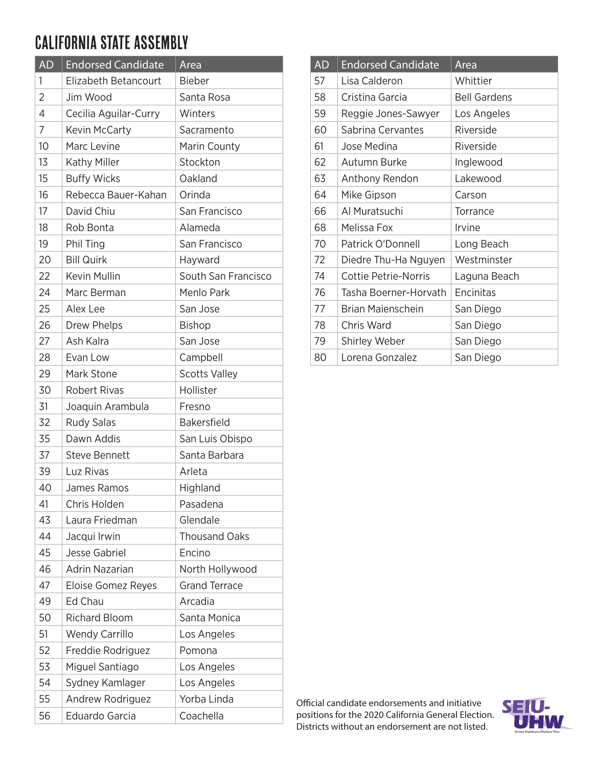# CALIFORNIA STATE ASSEMBLY

| AD | Endorsed Candidate | Area |
|---|---|---|
| 1 | Elizabeth Betancourt | Bieber |
| 2 | Jim Wood | Santa Rosa |
| 4 | Cecilia Aguilar-Curry | Winters |
| 7 | Kevin McCarty | Sacramento |
| 10 | Marc Levine | Marin County |
| 13 | Kathy Miller | Stockton |
| 15 | Buffy Wicks | Oakland |
| 16 | Rebecca Bauer-Kahan | Orinda |
| 17 | David Chiu | San Francisco |
| 18 | Rob Bonta | Alameda |
| 19 | Phil Ting | San Francisco |
| 20 | Bill Quirk | Hayward |
| 22 | Kevin Mullin | South San Francisco |
| 24 | Marc Berman | Menlo Park |
| 25 | Alex Lee | San Jose |
| 26 | Drew Phelps | Bishop |
| 27 | Ash Kalra | San Jose |
| 28 | Evan Low | Campbell |
| 29 | Mark Stone | Scotts Valley |
| 30 | Robert Rivas | Hollister |
| 31 | Joaquin Arambula | Fresno |
| 32 | Rudy Salas | Bakersfield |
| 35 | Dawn Addis | San Luis Obispo |
| 37 | Steve Bennett | Santa Barbara |
| 39 | Luz Rivas | Arleta |
| 40 | James Ramos | Highland |
| 41 | Chris Holden | Pasadena |
| 43 | Laura Friedman | Glendale |
| 44 | Jacqui Irwin | Thousand Oaks |
| 45 | Jesse Gabriel | Encino |
| 46 | Adrin Nazarian | North Hollywood |
| 47 | Eloise Gomez Reyes | Grand Terrace |
| 49 | Ed Chau | Arcadia |
| 50 | Richard Bloom | Santa Monica |
| 51 | Wendy Carrillo | Los Angeles |
| 52 | Freddie Rodriguez | Pomona |
| 53 | Miguel Santiago | Los Angeles |
| 54 | Sydney Kamlager | Los Angeles |
| 55 | Andrew Rodriguez | Yorba Linda |
| 56 | Eduardo Garcia | Coachella |
| 57 | Lisa Calderon | Whittier |
| 58 | Cristina Garcia | Bell Gardens |
| 59 | Reggie Jones-Sawyer | Los Angeles |
| 60 | Sabrina Cervantes | Riverside |
| 61 | Jose Medina | Riverside |
| 62 | Autumn Burke | Inglewood |
| 63 | Anthony Rendon | Lakewood |
| 64 | Mike Gipson | Carson |
| 66 | Al Muratsuchi | Torrance |
| 68 | Melissa Fox | Irvine |
| 70 | Patrick O'Donnell | Long Beach |
| 72 | Diedre Thu-Ha Nguyen | Westminster |
| 74 | Cottie Petrie-Norris | Laguna Beach |
| 76 | Tasha Boerner-Horvath | Encinitas |
| 77 | Brian Maienschein | San Diego |
| 78 | Chris Ward | San Diego |
| 79 | Shirley Weber | San Diego |
| 80 | Lorena Gonzalez | San Diego |

Official candidate endorsements and initiative positions for the 2020 California General Election. Districts without an endorsement are not listed.

SEIU-UHW
United Healthcare Workers West